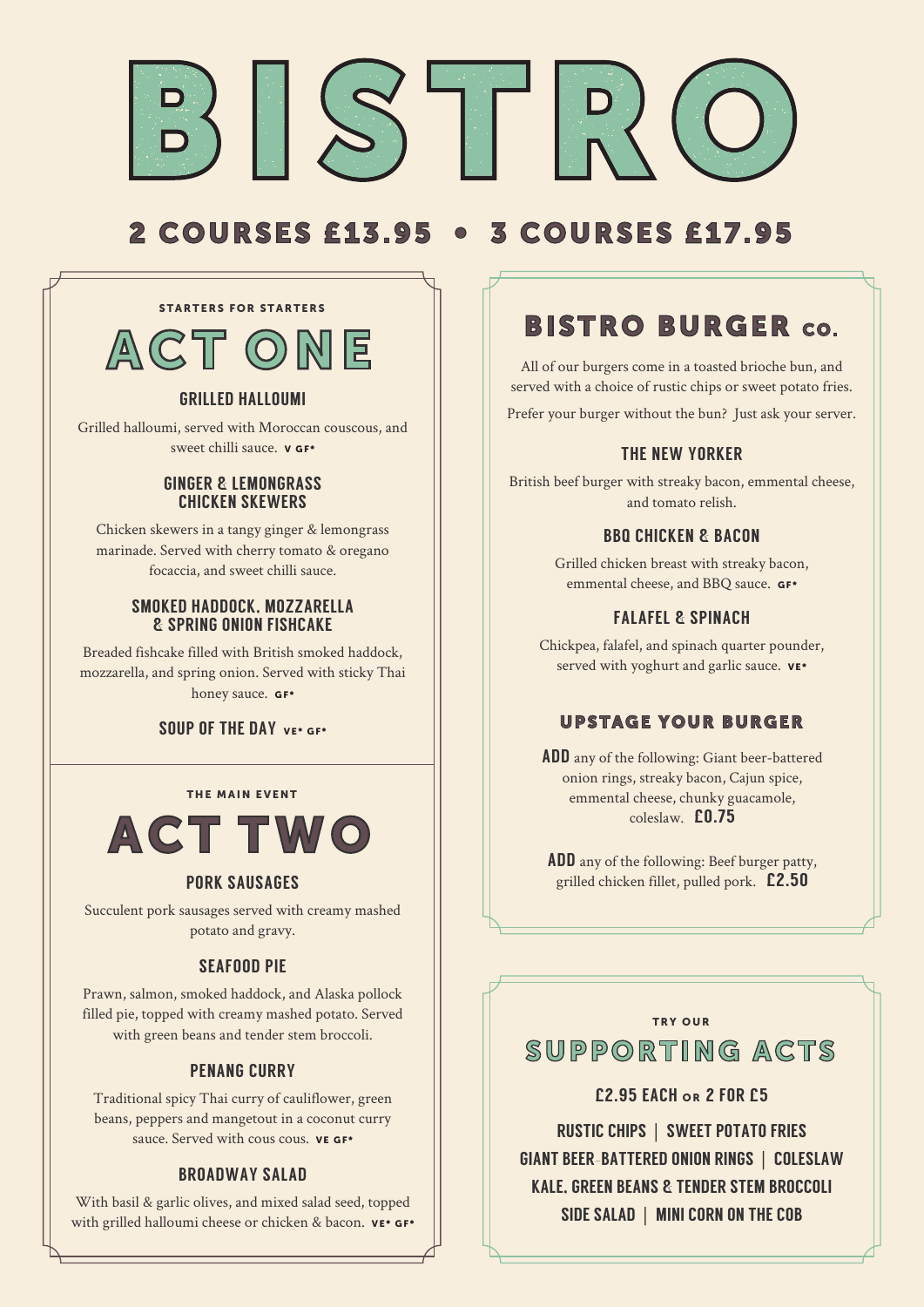# BISTRO

## 2 COURSES £13.95 • 3 COURSES £17.95

STARTERS FOR STARTERS

## ACT ONE

### GRILLED HALLOUMI

Grilled halloumi, served with Moroccan couscous, and sweet chilli sauce. **V GF***

### GINGER & LEMONGRASS CHICKEN SKEWERS

Chicken skewers in a tangy ginger & lemongrass marinade. Served with cherry tomato & oregano focaccia, and sweet chilli sauce.

### SMOKED HADDOCK, MOZZARELLA & SPRING ONION FISHCAKE

Breaded fishcake filled with British smoked haddock, mozzarella, and spring onion. Served with sticky Thai honey sauce. **GF***

### SOUP OF THE DAY **VE* GF***

THE MAIN EVENT

## ACT TWO

### PORK SAUSAGES

Succulent pork sausages served with creamy mashed potato and gravy.

### SEAFOOD PIE

Prawn, salmon, smoked haddock, and Alaska pollock filled pie, topped with creamy mashed potato. Served with green beans and tender stem broccoli.

### PENANG CURRY

Traditional spicy Thai curry of cauliflower, green beans, peppers and mangetout in a coconut curry sauce. Served with cous cous. **VE GF***

### BROADWAY SALAD

With basil & garlic olives, and mixed salad seed, topped with grilled halloumi cheese or chicken & bacon. **VE* GF***

## BISTRO BURGER CO.

All of our burgers come in a toasted brioche bun, and served with a choice of rustic chips or sweet potato fries.

Prefer your burger without the bun? Just ask your server.

### THE NEW YORKER

British beef burger with streaky bacon, emmental cheese, and tomato relish.

### BBQ CHICKEN & BACON

Grilled chicken breast with streaky bacon, emmental cheese, and BBQ sauce. **GF***

### FALAFEL & SPINACH

Chickpea, falafel, and spinach quarter pounder, served with yoghurt and garlic sauce. **VE***

### UPSTAGE YOUR BURGER

**ADD** any of the following: Giant beer-battered onion rings, streaky bacon, Cajun spice, emmental cheese, chunky guacamole, coleslaw. **£0.75**

**ADD** any of the following: Beef burger patty, grilled chicken fillet, pulled pork. **£2.50**

TRY OUR

## SUPPORTING ACTS

**£2.95 EACH OR 2 FOR £5**

RUSTIC CHIPS | SWEET POTATO FRIES

GIANT BEER-BATTERED ONION RINGS | COLESLAW

KALE, GREEN BEANS & TENDER STEM BROCCOLI

SIDE SALAD | MINI CORN ON THE COB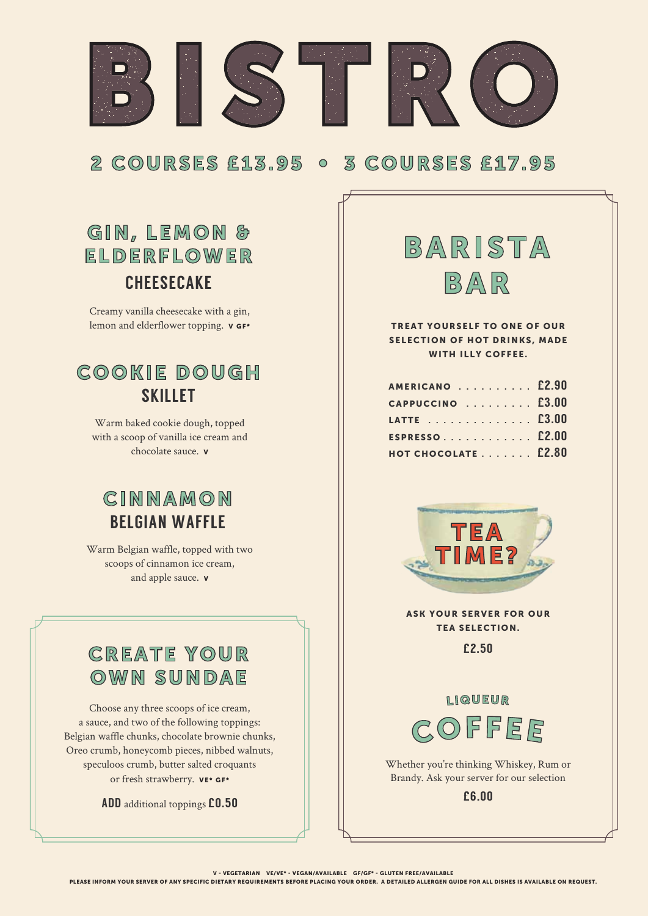# BISTRO

## 2 COURSES £13.95 • 3 COURSES £17.95

### GIN, LEMON & ELDERFLOWER CHEESECAKE

Creamy vanilla cheesecake with a gin, lemon and elderflower topping. **V GF***

### COOKIE DOUGH SKILLET

Warm baked cookie dough, topped with a scoop of vanilla ice cream and chocolate sauce. **V**

### CINNAMON BELGIAN WAFFLE

Warm Belgian waffle, topped with two scoops of cinnamon ice cream, and apple sauce. **V**

### CREATE YOUR OWN SUNDAE

Choose any three scoops of ice cream, a sauce, and two of the following toppings: Belgian waffle chunks, chocolate brownie chunks, Oreo crumb, honeycomb pieces, nibbed walnuts, speculoos crumb, butter salted croquants or fresh strawberry. **VE* GF***

**ADD** additional toppings **£0.50**

## BARISTA BAR

**TREAT YOURSELF TO ONE OF OUR SELECTION OF HOT DRINKS, MADE WITH ILLY COFFEE.**

| | |
|---|---|
| AMERICANO | £2.90 |
| CAPPUCCINO | £3.00 |
| LATTE | £3.00 |
| ESPRESSO | £2.00 |
| HOT CHOCOLATE | £2.80 |

### TEA TIME?

**ASK YOUR SERVER FOR OUR TEA SELECTION.**

**£2.50**

### LIQUEUR COFFEE

Whether you're thinking Whiskey, Rum or Brandy. Ask your server for our selection

**£6.00**

V - VEGETARIAN VE/VE* - VEGAN/AVAILABLE GF/GF* - GLUTEN FREE/AVAILABLE

PLEASE INFORM YOUR SERVER OF ANY SPECIFIC DIETARY REQUIREMENTS BEFORE PLACING YOUR ORDER. A DETAILED ALLERGEN GUIDE FOR ALL DISHES IS AVAILABLE ON REQUEST.